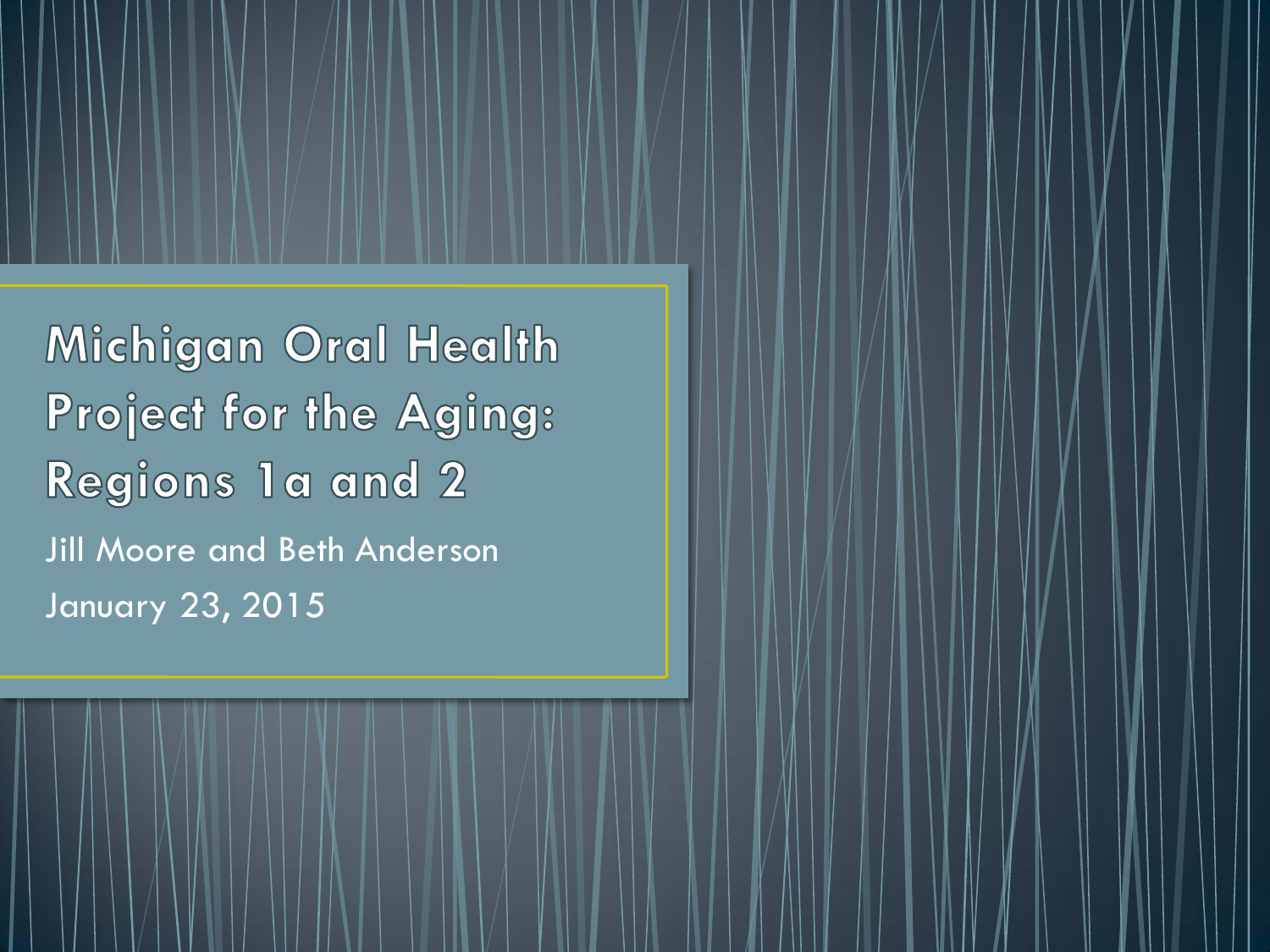# Michigan Oral Health Project for the Aging: Regions 1a and 2

Jill Moore and Beth Anderson

January 23, 2015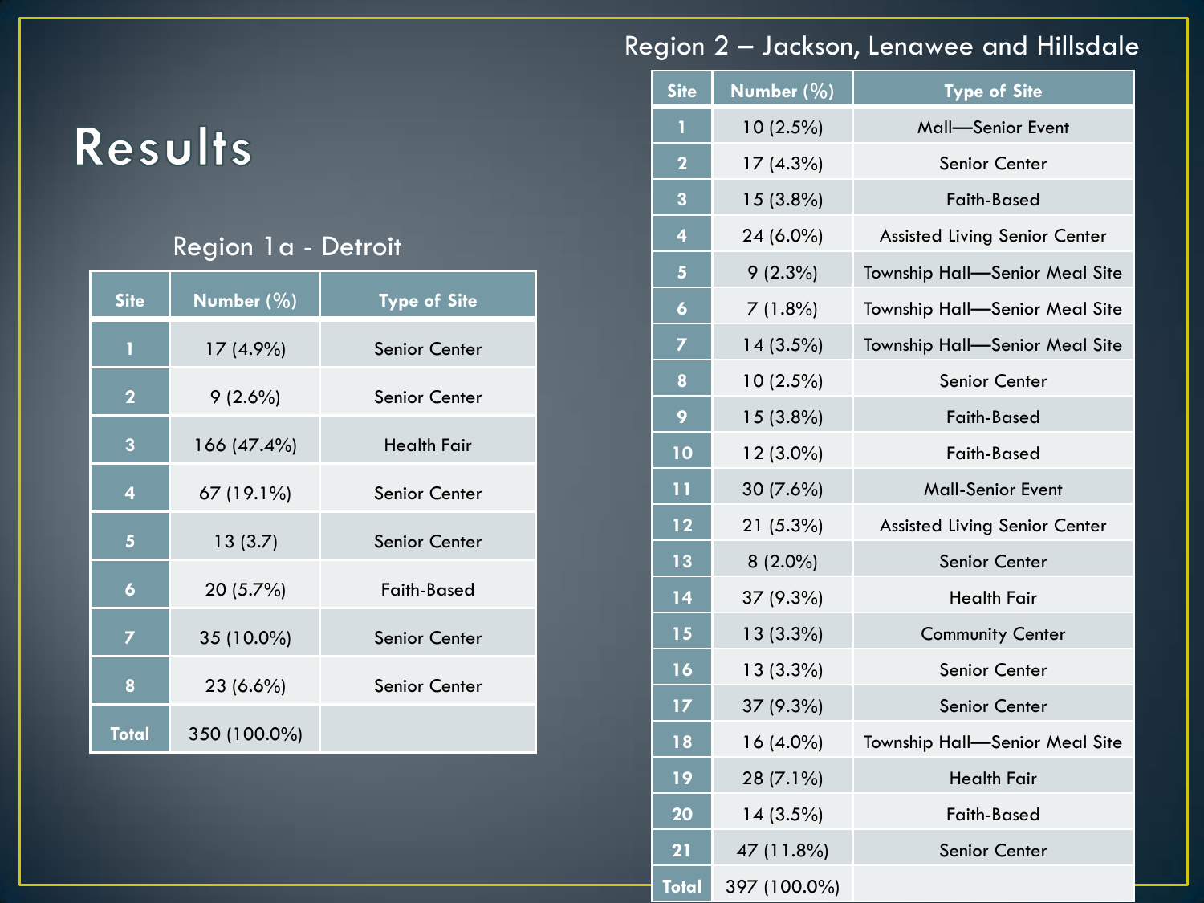# Results

## Region 1a - Detroit

| Site | Number (%) | Type of Site |
|---|---|---|
| 1 | 17 (4.9%) | Senior Center |
| 2 | 9 (2.6%) | Senior Center |
| 3 | 166 (47.4%) | Health Fair |
| 4 | 67 (19.1%) | Senior Center |
| 5 | 13 (3.7) | Senior Center |
| 6 | 20 (5.7%) | Faith-Based |
| 7 | 35 (10.0%) | Senior Center |
| 8 | 23 (6.6%) | Senior Center |
| Total | 350 (100.0%) | |

## Region 2 – Jackson, Lenawee and Hillsdale

| Site | Number (%) | Type of Site |
|---|---|---|
| 1 | 10 (2.5%) | Mall—Senior Event |
| 2 | 17 (4.3%) | Senior Center |
| 3 | 15 (3.8%) | Faith-Based |
| 4 | 24 (6.0%) | Assisted Living Senior Center |
| 5 | 9 (2.3%) | Township Hall—Senior Meal Site |
| 6 | 7 (1.8%) | Township Hall—Senior Meal Site |
| 7 | 14 (3.5%) | Township Hall—Senior Meal Site |
| 8 | 10 (2.5%) | Senior Center |
| 9 | 15 (3.8%) | Faith-Based |
| 10 | 12 (3.0%) | Faith-Based |
| 11 | 30 (7.6%) | Mall-Senior Event |
| 12 | 21 (5.3%) | Assisted Living Senior Center |
| 13 | 8 (2.0%) | Senior Center |
| 14 | 37 (9.3%) | Health Fair |
| 15 | 13 (3.3%) | Community Center |
| 16 | 13 (3.3%) | Senior Center |
| 17 | 37 (9.3%) | Senior Center |
| 18 | 16 (4.0%) | Township Hall—Senior Meal Site |
| 19 | 28 (7.1%) | Health Fair |
| 20 | 14 (3.5%) | Faith-Based |
| 21 | 47 (11.8%) | Senior Center |
| Total | 397 (100.0%) | |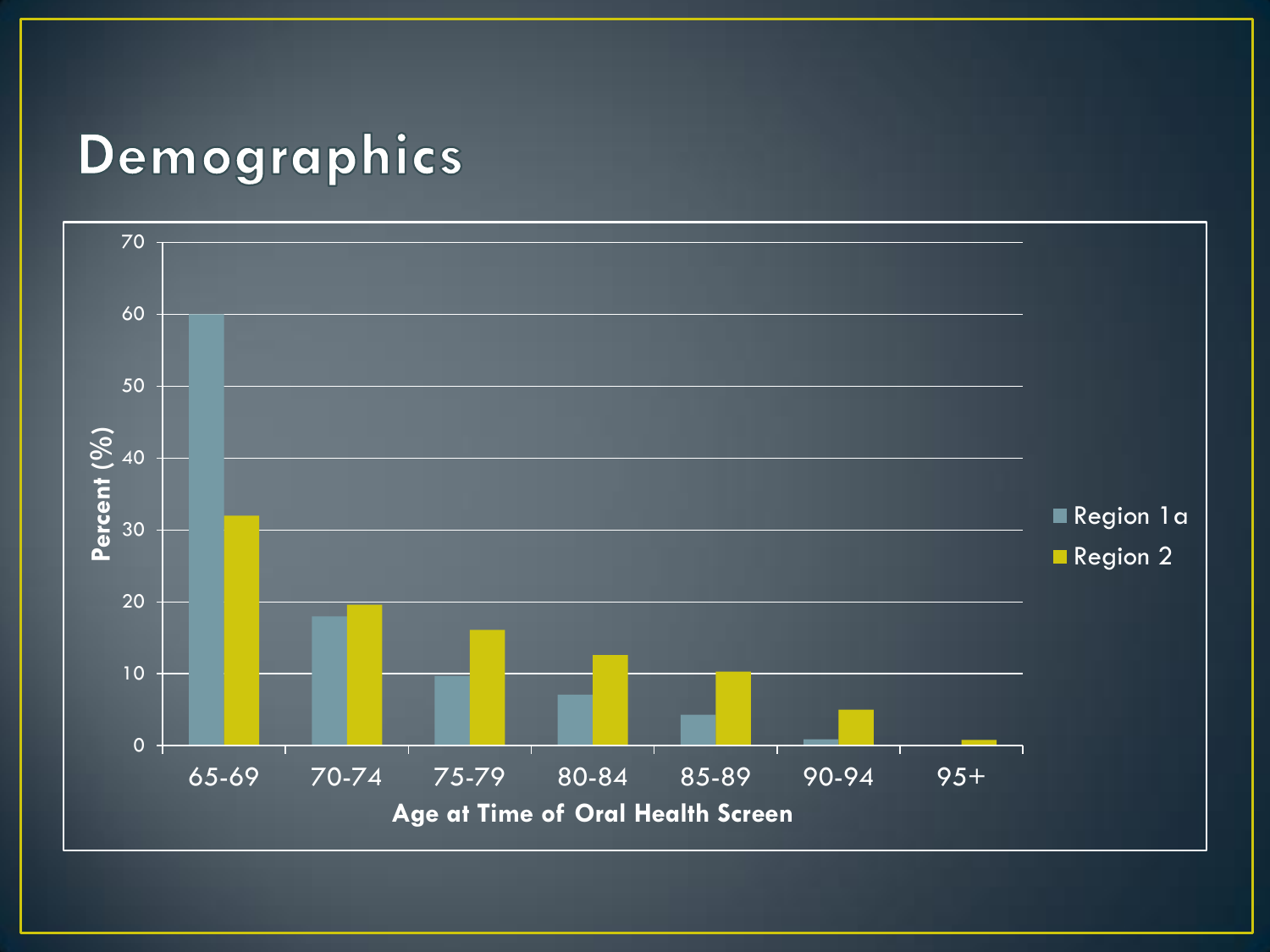# Demographics

| Age at Time of Oral Health Screen | Region 1a | Region 2 |
|---|---|---|
| 65-69 | 60 | 32 |
| 70-74 | 18 | 19.5 |
| 75-79 | 9.5 | 16 |
| 80-84 | 7 | 12.5 |
| 85-89 | 4 | 10 |
| 90-94 | 1 | 5 |
| 95+ | 0 | 1 |

Percent (%)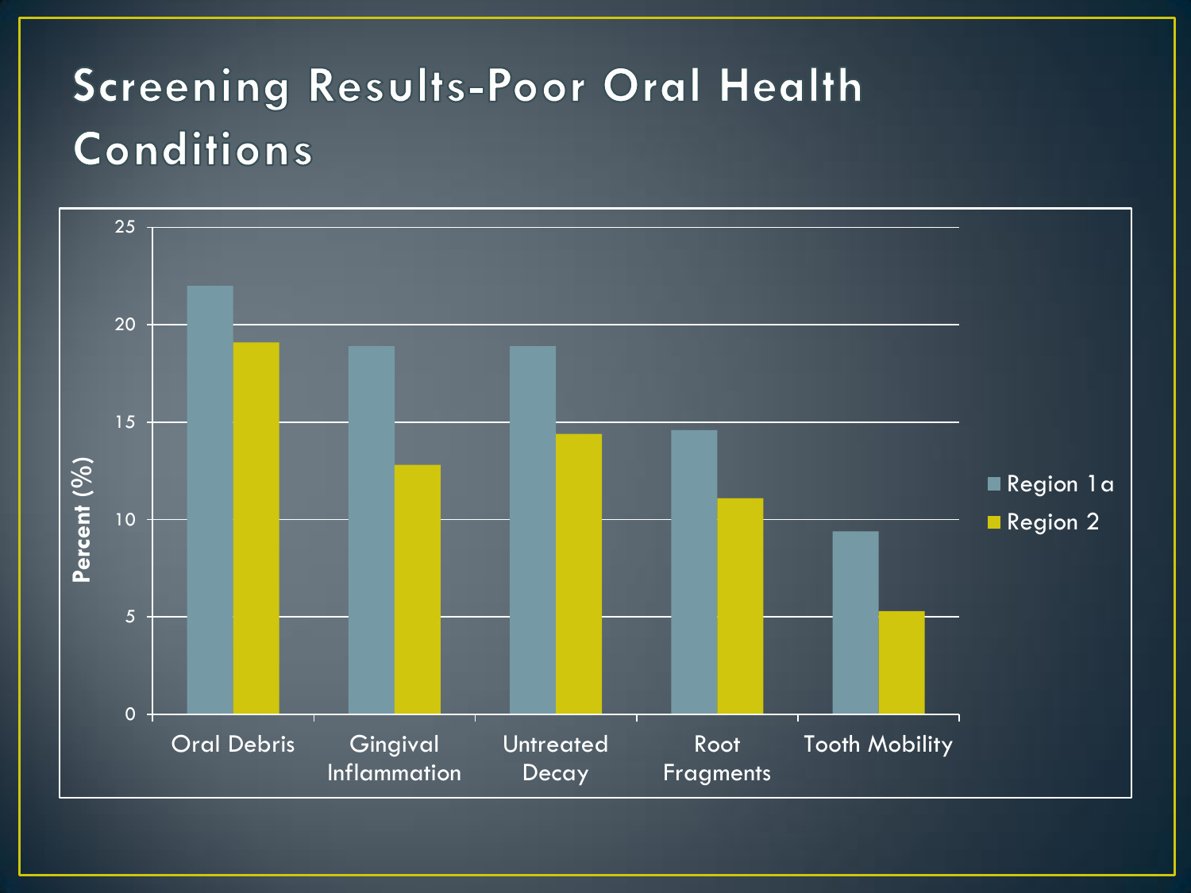# Screening Results-Poor Oral Health Conditions

| Condition | Region 1a (%) | Region 2 (%) |
| --- | --- | --- |
| Oral Debris | 22 | 19.1 |
| Gingival Inflammation | 18.9 | 12.8 |
| Untreated Decay | 18.9 | 14.4 |
| Root Fragments | 14.6 | 11.1 |
| Tooth Mobility | 9.4 | 5.3 |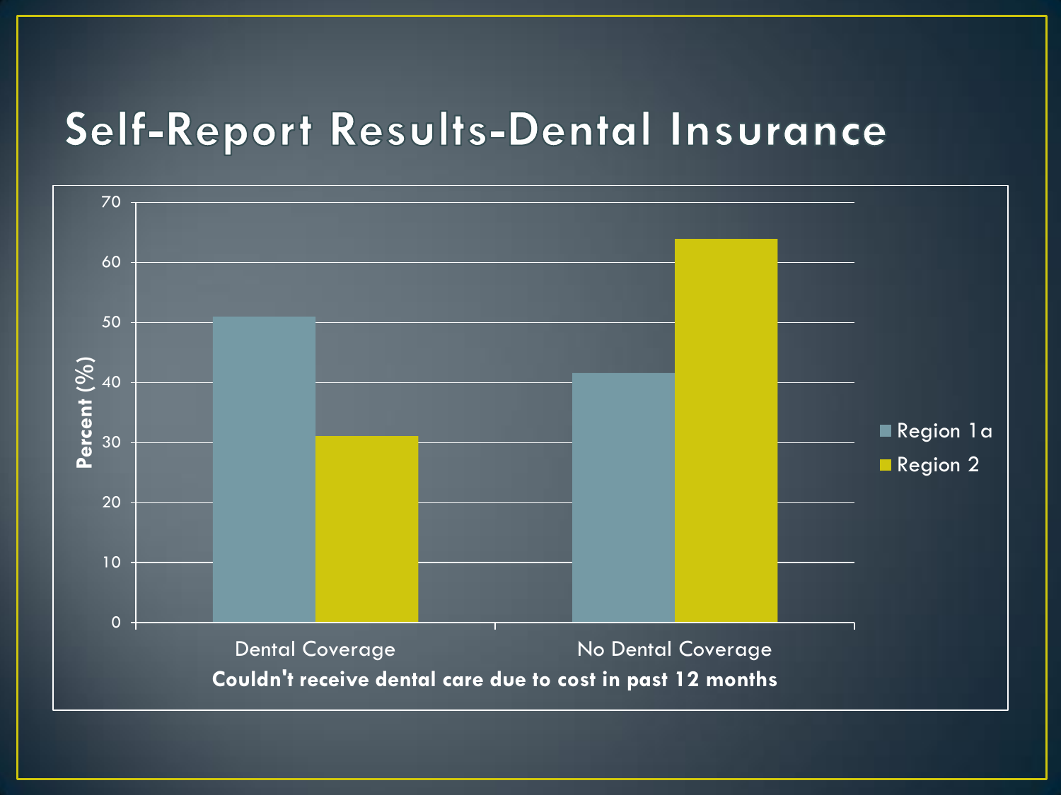# Self-Report Results-Dental Insurance

Percent (%)

70
60
50
40
30
20
10
0

Region 1a
Region 2

Dental Coverage
No Dental Coverage

**Couldn't receive dental care due to cost in past 12 months**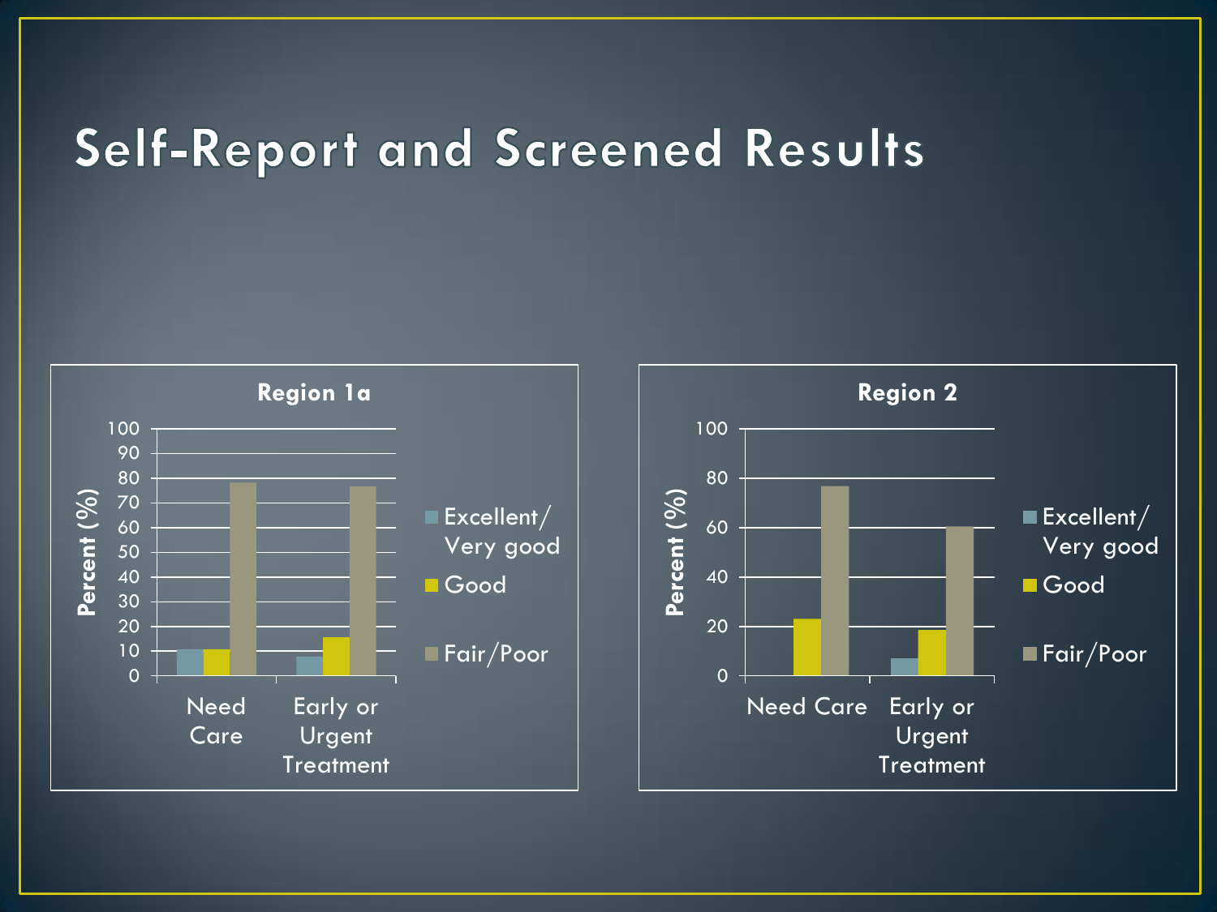# Self-Report and Screened Results

**Region 1a**

Percent (%)

| | Excellent/ Very good | Good | Fair/Poor |
|---|---|---|---|
| Need Care | 10 | 10 | 78 |
| Early or Urgent Treatment | 7 | 15 | 77 |

**Region 2**

Percent (%)

| | Excellent/ Very good | Good | Fair/Poor |
|---|---|---|---|
| Need Care | 0 | 23 | 77 |
| Early or Urgent Treatment | 7 | 18 | 60 |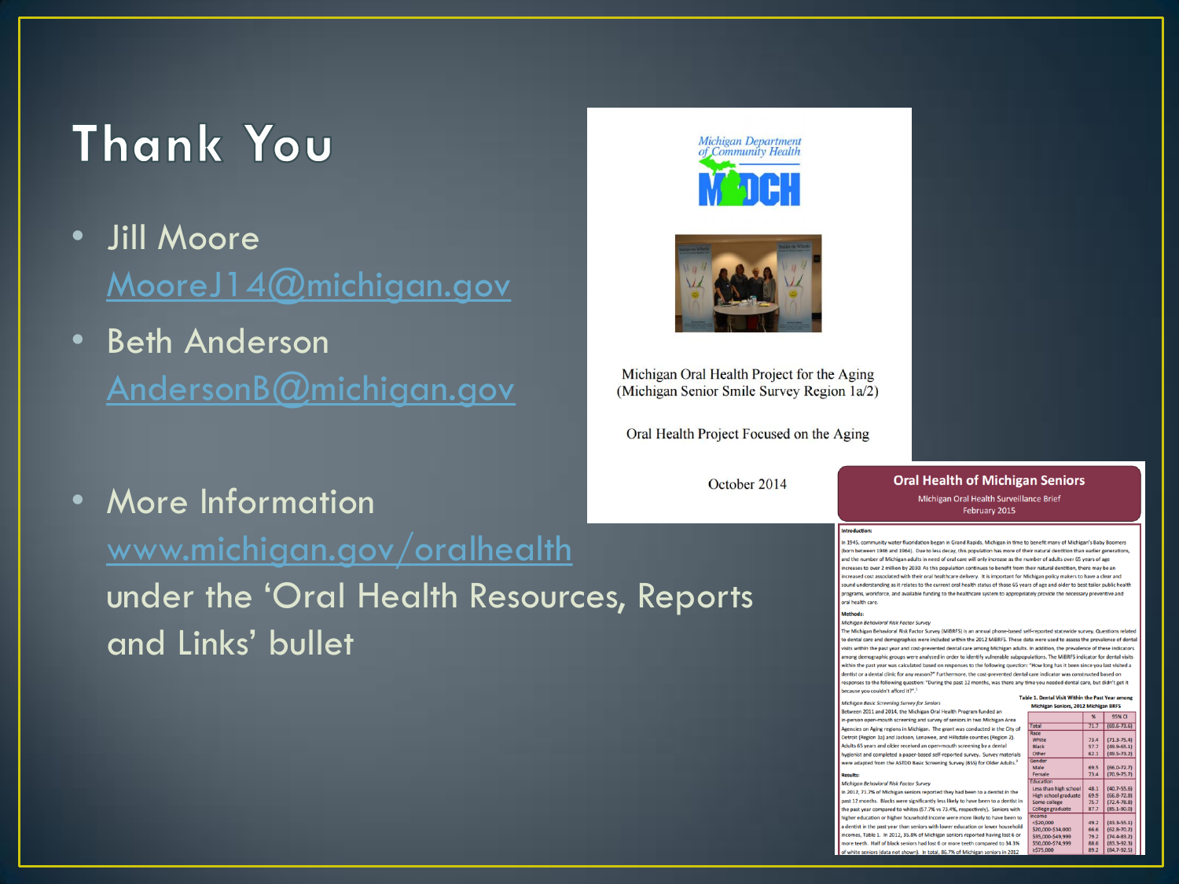# Thank You

- Jill Moore
  MooreJ14@michigan.gov
- Beth Anderson
  AndersonB@michigan.gov

- More Information
  www.michigan.gov/oralhealth
  under the 'Oral Health Resources, Reports and Links' bullet

Michigan Department of Community Health

MDCH

Michigan Oral Health Project for the Aging
(Michigan Senior Smile Survey Region 1a/2)

Oral Health Project Focused on the Aging

October 2014

## Oral Health of Michigan Seniors

Michigan Oral Health Surveillance Brief
February 2015